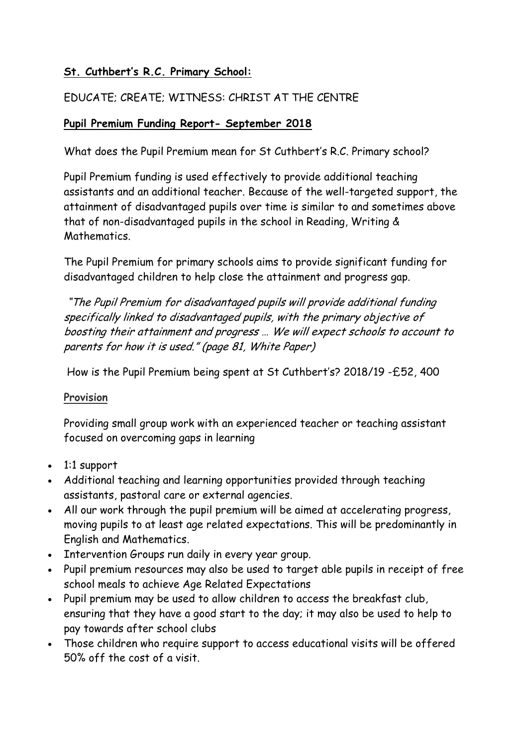**St. Cuthbert's R.C. Primary School:**

EDUCATE; CREATE; WITNESS: CHRIST AT THE CENTRE

**Pupil Premium Funding Report- September 2018**

What does the Pupil Premium mean for St Cuthbert's R.C. Primary school?

Pupil Premium funding is used effectively to provide additional teaching assistants and an additional teacher. Because of the well-targeted support, the attainment of disadvantaged pupils over time is similar to and sometimes above that of non-disadvantaged pupils in the school in Reading, Writing & Mathematics.

The Pupil Premium for primary schools aims to provide significant funding for disadvantaged children to help close the attainment and progress gap.

*"The Pupil Premium for disadvantaged pupils will provide additional funding specifically linked to disadvantaged pupils, with the primary objective of boosting their attainment and progress … We will expect schools to account to parents for how it is used." (page 81, White Paper)*

How is the Pupil Premium being spent at St Cuthbert's? 2018/19 -£52, 400

**Provision**

Providing small group work with an experienced teacher or teaching assistant focused on overcoming gaps in learning

- 1:1 support
- Additional teaching and learning opportunities provided through teaching assistants, pastoral care or external agencies.
- All our work through the pupil premium will be aimed at accelerating progress, moving pupils to at least age related expectations. This will be predominantly in English and Mathematics.
- Intervention Groups run daily in every year group.
- Pupil premium resources may also be used to target able pupils in receipt of free school meals to achieve Age Related Expectations
- Pupil premium may be used to allow children to access the breakfast club, ensuring that they have a good start to the day; it may also be used to help to pay towards after school clubs
- Those children who require support to access educational visits will be offered 50% off the cost of a visit.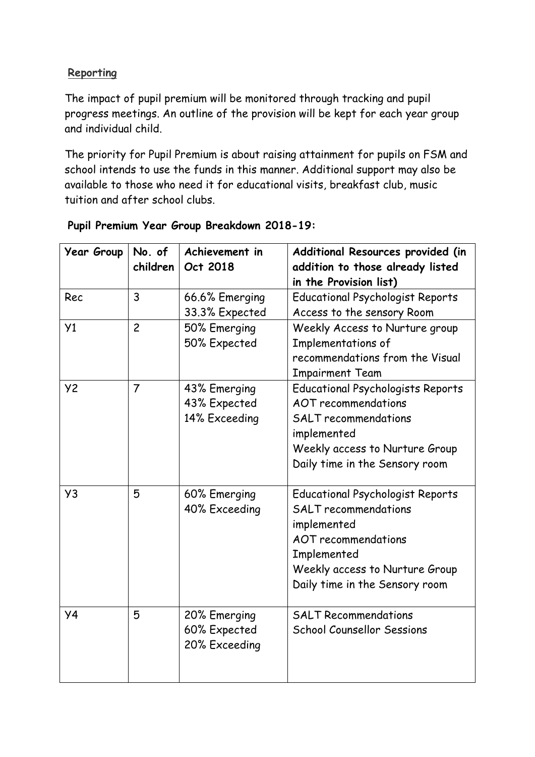## Reporting

The impact of pupil premium will be monitored through tracking and pupil progress meetings. An outline of the provision will be kept for each year group and individual child.

The priority for Pupil Premium is about raising attainment for pupils on FSM and school intends to use the funds in this manner. Additional support may also be available to those who need it for educational visits, breakfast club, music tuition and after school clubs.

**Pupil Premium Year Group Breakdown 2018-19:**

| Year Group | No. of children | Achievement in Oct 2018 | Additional Resources provided (in addition to those already listed in the Provision list) |
|---|---|---|---|
| Rec | 3 | 66.6% Emerging<br>33.3% Expected | Educational Psychologist Reports<br>Access to the sensory Room |
| Y1 | 2 | 50% Emerging<br>50% Expected | Weekly Access to Nurture group<br>Implementations of recommendations from the Visual Impairment Team |
| Y2 | 7 | 43% Emerging<br>43% Expected<br>14% Exceeding | Educational Psychologists Reports<br>AOT recommendations<br>SALT recommendations implemented<br>Weekly access to Nurture Group<br>Daily time in the Sensory room |
| Y3 | 5 | 60% Emerging<br>40% Exceeding | Educational Psychologist Reports<br>SALT recommendations implemented<br>AOT recommendations Implemented<br>Weekly access to Nurture Group<br>Daily time in the Sensory room |
| Y4 | 5 | 20% Emerging<br>60% Expected<br>20% Exceeding | SALT Recommendations<br>School Counsellor Sessions |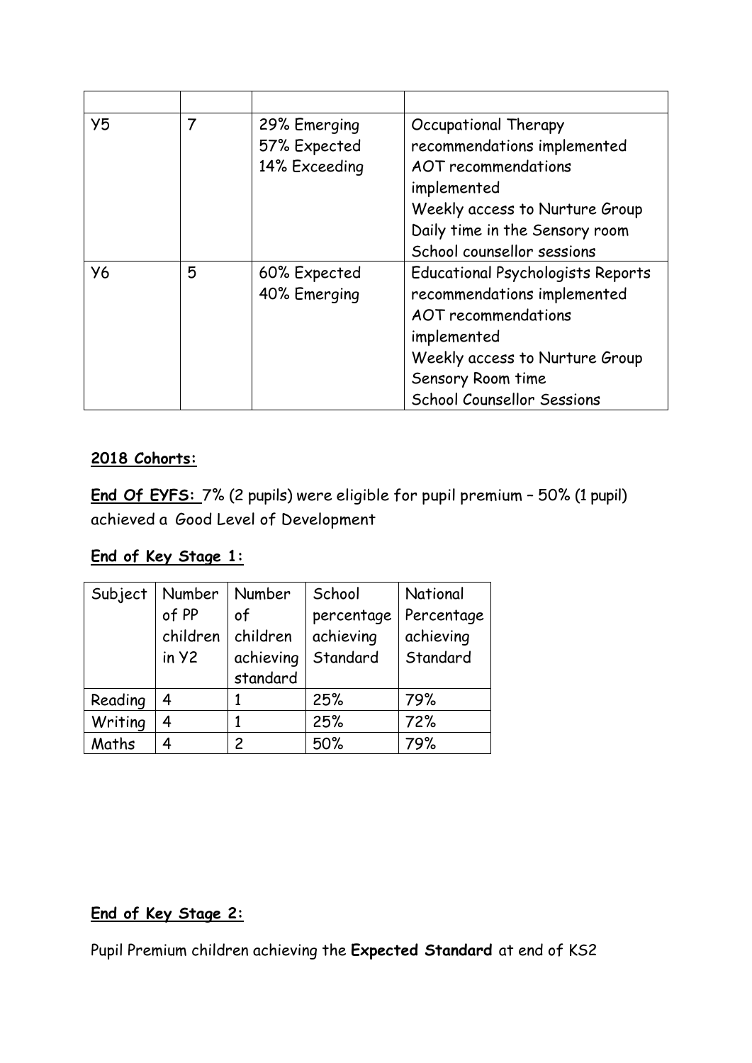| | | | |
|---|---|---|---|
| Y5 | 7 | 29% Emerging<br>57% Expected<br>14% Exceeding | Occupational Therapy recommendations implemented<br>AOT recommendations implemented<br>Weekly access to Nurture Group<br>Daily time in the Sensory room<br>School counsellor sessions |
| Y6 | 5 | 60% Expected<br>40% Emerging | Educational Psychologists Reports recommendations implemented<br>AOT recommendations implemented<br>Weekly access to Nurture Group<br>Sensory Room time<br>School Counsellor Sessions |

**2018 Cohorts:**

**End Of EYFS:** 7% (2 pupils) were eligible for pupil premium – 50% (1 pupil) achieved a Good Level of Development

**End of Key Stage 1:**

| Subject | Number of PP children in Y2 | Number of children achieving standard | School percentage achieving Standard | National Percentage achieving Standard |
|---|---|---|---|---|
| Reading | 4 | 1 | 25% | 79% |
| Writing | 4 | 1 | 25% | 72% |
| Maths | 4 | 2 | 50% | 79% |

**End of Key Stage 2:**

Pupil Premium children achieving the **Expected Standard** at end of KS2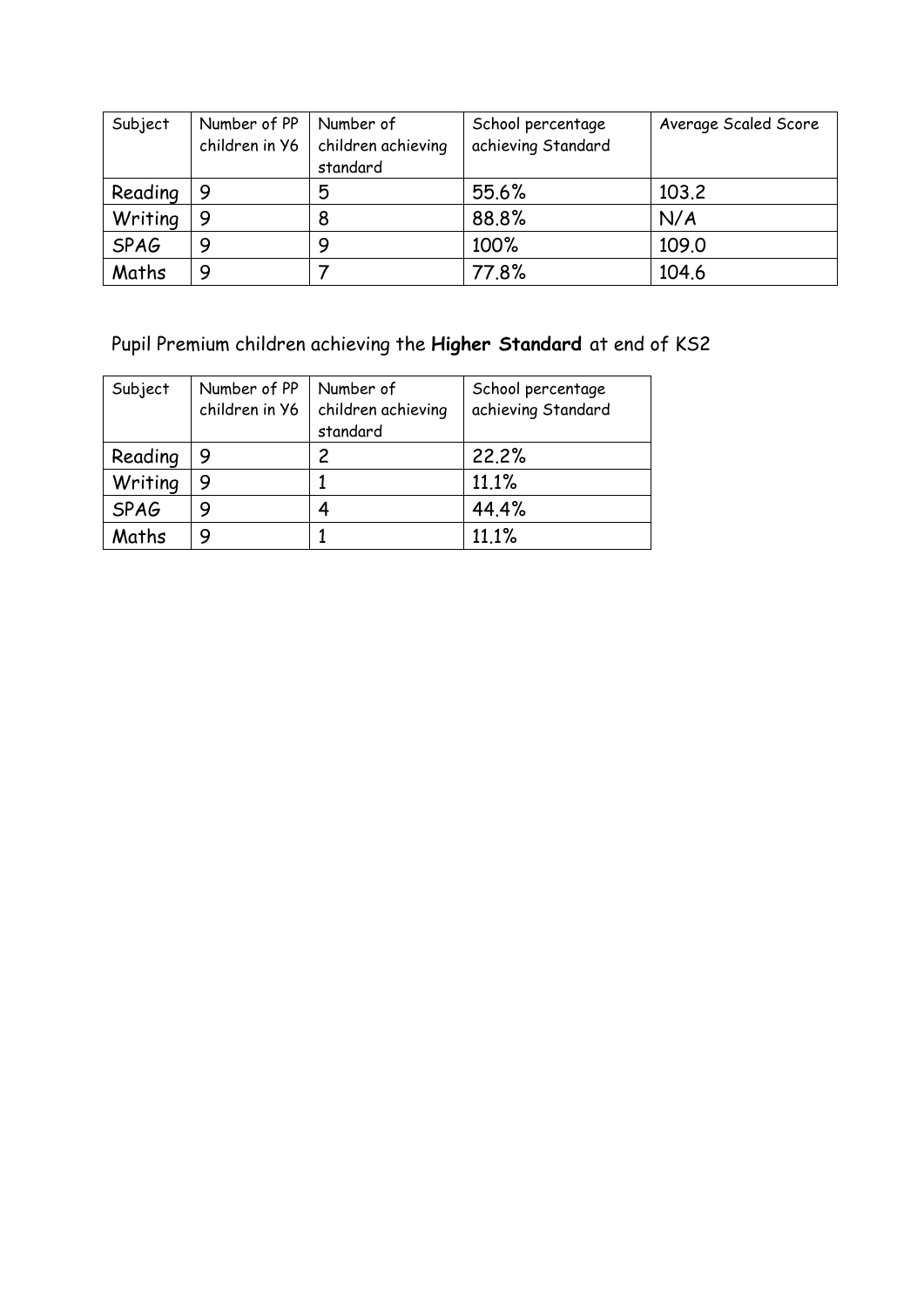| Subject | Number of PP children in Y6 | Number of children achieving standard | School percentage achieving Standard | Average Scaled Score |
|---|---|---|---|---|
| Reading | 9 | 5 | 55.6% | 103.2 |
| Writing | 9 | 8 | 88.8% | N/A |
| SPAG | 9 | 9 | 100% | 109.0 |
| Maths | 9 | 7 | 77.8% | 104.6 |

Pupil Premium children achieving the **Higher Standard** at end of KS2

| Subject | Number of PP children in Y6 | Number of children achieving standard | School percentage achieving Standard |
|---|---|---|---|
| Reading | 9 | 2 | 22.2% |
| Writing | 9 | 1 | 11.1% |
| SPAG | 9 | 4 | 44.4% |
| Maths | 9 | 1 | 11.1% |